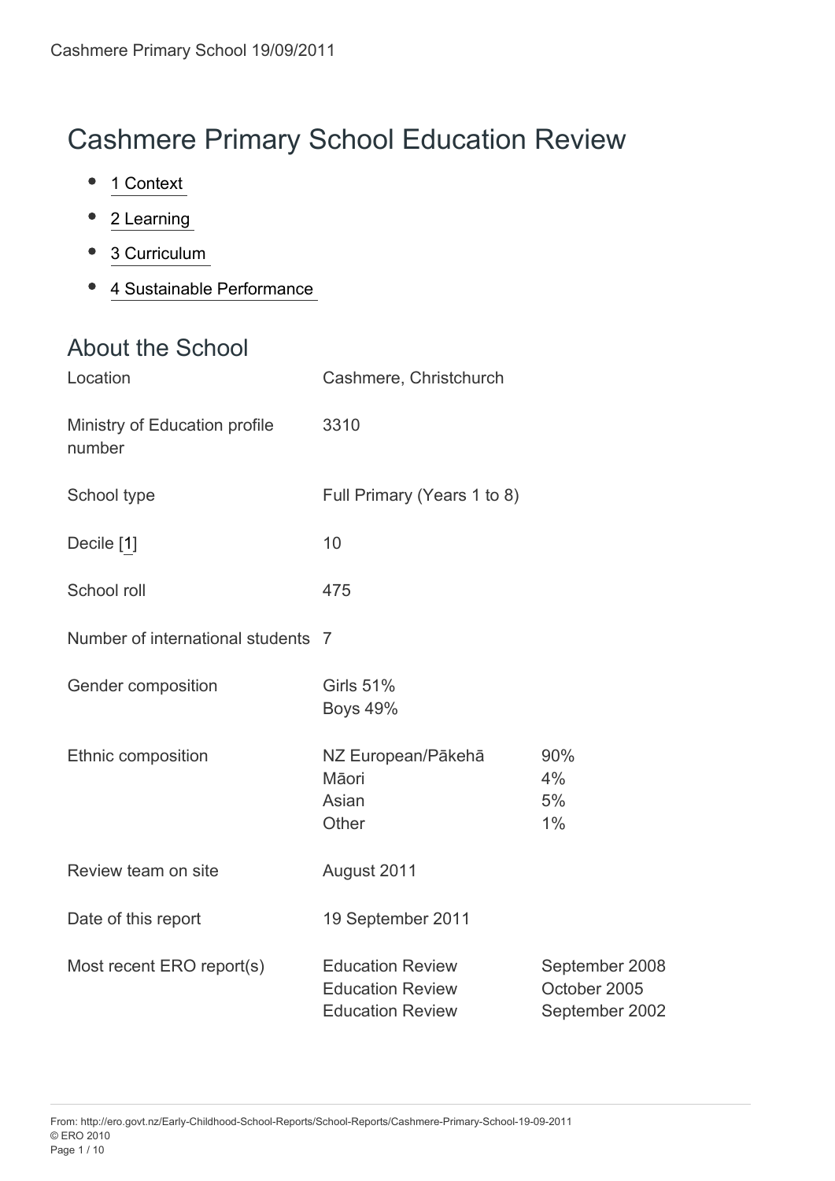// Cashmere Primary School Education Review

- 1 Context
- 2 Learning
- 3 Curriculum
- 4 Sustainable Performance

## About the School

| | | |
|---|---|---|
| Location | Cashmere, Christchurch | |
| Ministry of Education profile number | 3310 | |
| School type | Full Primary (Years 1 to 8) | |
| Decile [1] | 10 | |
| School roll | 475 | |
| Number of international students | 7 | |
| Gender composition | Girls 51%<br>Boys 49% | |
| Ethnic composition | NZ European/Pākehā<br>Māori<br>Asian<br>Other | 90%<br>4%<br>5%<br>1% |
| Review team on site | August 2011 | |
| Date of this report | 19 September 2011 | |
| Most recent ERO report(s) | Education Review<br>Education Review<br>Education Review | September 2008<br>October 2005<br>September 2002 |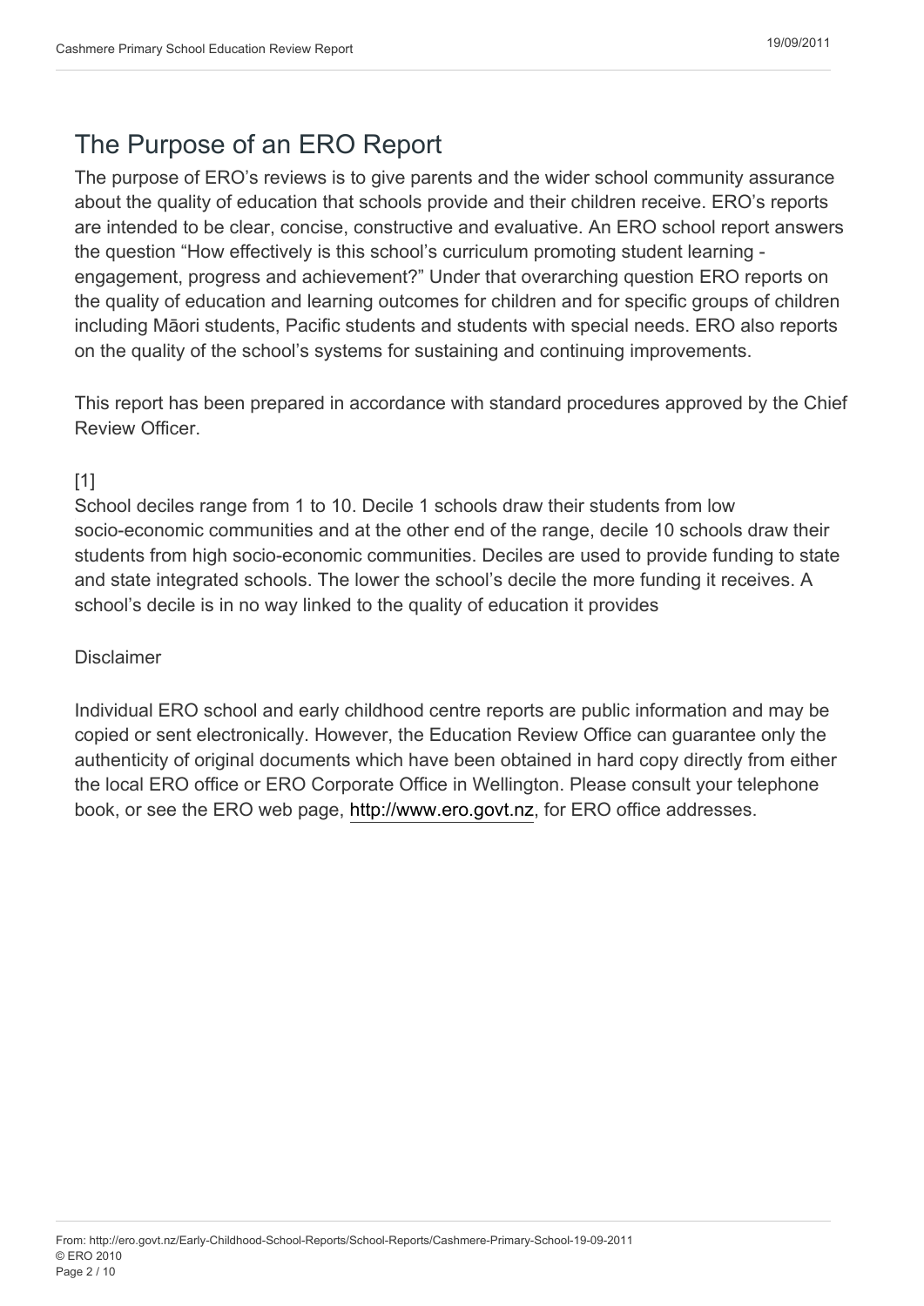## The Purpose of an ERO Report

The purpose of ERO's reviews is to give parents and the wider school community assurance about the quality of education that schools provide and their children receive. ERO's reports are intended to be clear, concise, constructive and evaluative. An ERO school report answers the question "How effectively is this school's curriculum promoting student learning - engagement, progress and achievement?" Under that overarching question ERO reports on the quality of education and learning outcomes for children and for specific groups of children including Māori students, Pacific students and students with special needs. ERO also reports on the quality of the school's systems for sustaining and continuing improvements.

This report has been prepared in accordance with standard procedures approved by the Chief Review Officer.

[1]
School deciles range from 1 to 10. Decile 1 schools draw their students from low socio-economic communities and at the other end of the range, decile 10 schools draw their students from high socio-economic communities. Deciles are used to provide funding to state and state integrated schools. The lower the school's decile the more funding it receives. A school's decile is in no way linked to the quality of education it provides

Disclaimer

Individual ERO school and early childhood centre reports are public information and may be copied or sent electronically. However, the Education Review Office can guarantee only the authenticity of original documents which have been obtained in hard copy directly from either the local ERO office or ERO Corporate Office in Wellington. Please consult your telephone book, or see the ERO web page, http://www.ero.govt.nz, for ERO office addresses.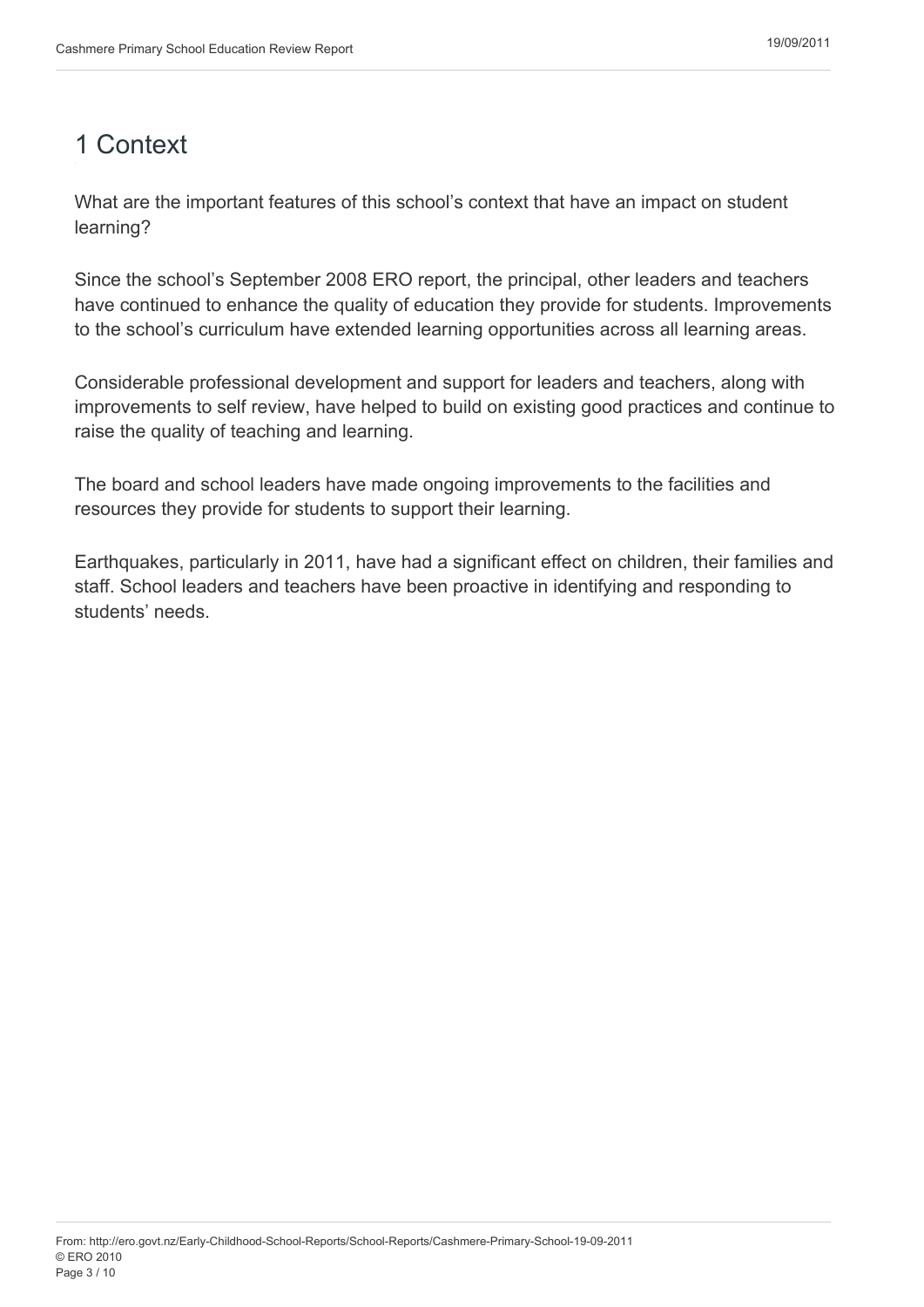# 1 Context

What are the important features of this school's context that have an impact on student learning?

Since the school's September 2008 ERO report, the principal, other leaders and teachers have continued to enhance the quality of education they provide for students. Improvements to the school's curriculum have extended learning opportunities across all learning areas.

Considerable professional development and support for leaders and teachers, along with improvements to self review, have helped to build on existing good practices and continue to raise the quality of teaching and learning.

The board and school leaders have made ongoing improvements to the facilities and resources they provide for students to support their learning.

Earthquakes, particularly in 2011, have had a significant effect on children, their families and staff. School leaders and teachers have been proactive in identifying and responding to students' needs.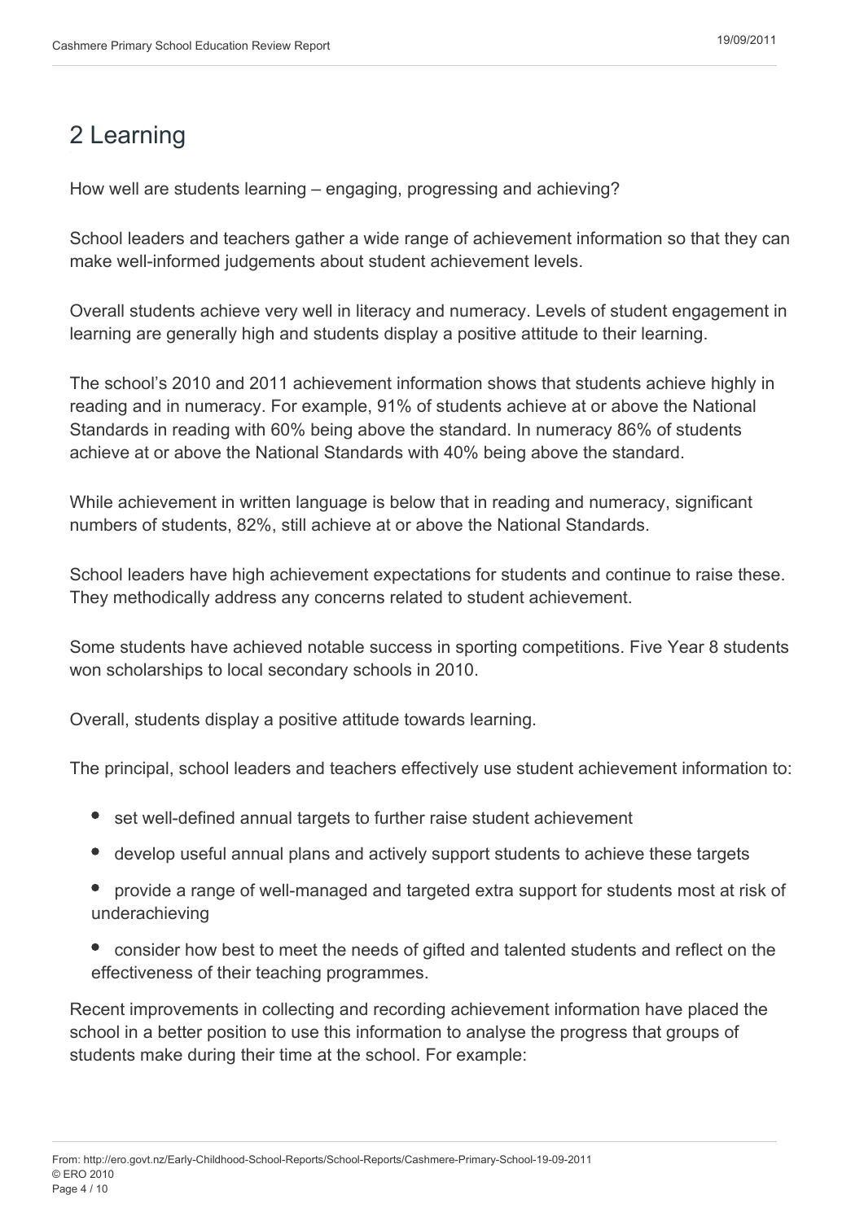## 2 Learning

How well are students learning – engaging, progressing and achieving?

School leaders and teachers gather a wide range of achievement information so that they can make well-informed judgements about student achievement levels.

Overall students achieve very well in literacy and numeracy. Levels of student engagement in learning are generally high and students display a positive attitude to their learning.

The school's 2010 and 2011 achievement information shows that students achieve highly in reading and in numeracy. For example, 91% of students achieve at or above the National Standards in reading with 60% being above the standard. In numeracy 86% of students achieve at or above the National Standards with 40% being above the standard.

While achievement in written language is below that in reading and numeracy, significant numbers of students, 82%, still achieve at or above the National Standards.

School leaders have high achievement expectations for students and continue to raise these. They methodically address any concerns related to student achievement.

Some students have achieved notable success in sporting competitions. Five Year 8 students won scholarships to local secondary schools in 2010.

Overall, students display a positive attitude towards learning.

The principal, school leaders and teachers effectively use student achievement information to:

- set well-defined annual targets to further raise student achievement
- develop useful annual plans and actively support students to achieve these targets
- provide a range of well-managed and targeted extra support for students most at risk of underachieving
- consider how best to meet the needs of gifted and talented students and reflect on the effectiveness of their teaching programmes.

Recent improvements in collecting and recording achievement information have placed the school in a better position to use this information to analyse the progress that groups of students make during their time at the school. For example: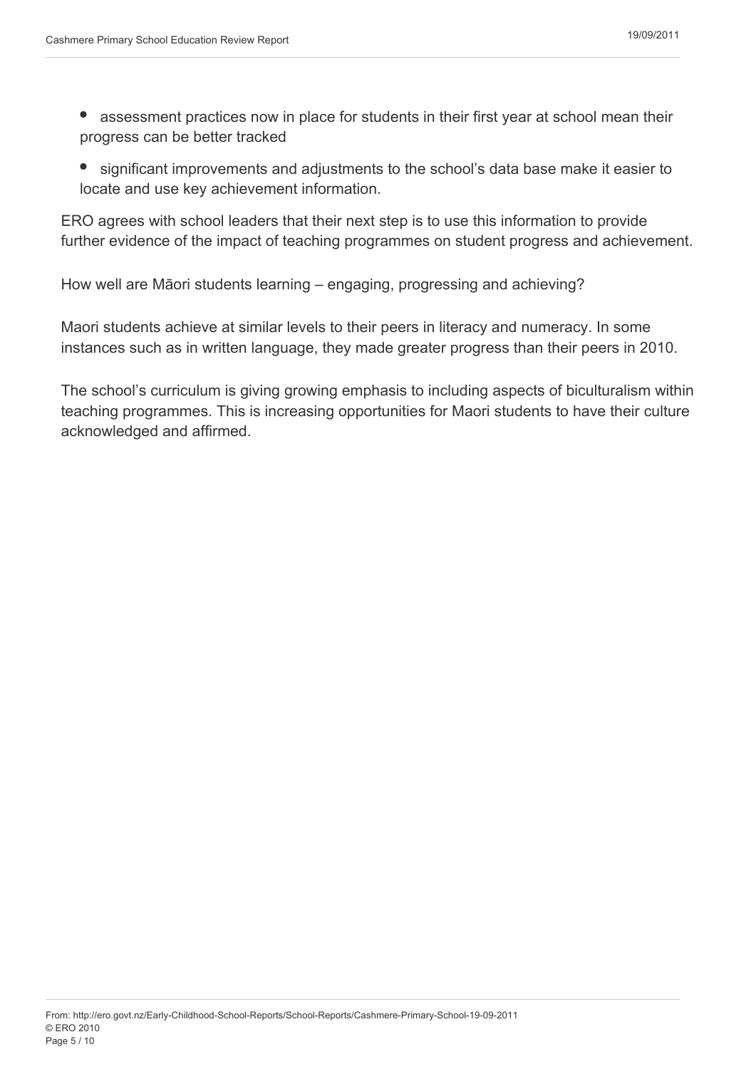- assessment practices now in place for students in their first year at school mean their progress can be better tracked
- significant improvements and adjustments to the school's data base make it easier to locate and use key achievement information.

ERO agrees with school leaders that their next step is to use this information to provide further evidence of the impact of teaching programmes on student progress and achievement.

How well are Māori students learning – engaging, progressing and achieving?

Maori students achieve at similar levels to their peers in literacy and numeracy. In some instances such as in written language, they made greater progress than their peers in 2010.

The school's curriculum is giving growing emphasis to including aspects of biculturalism within teaching programmes. This is increasing opportunities for Maori students to have their culture acknowledged and affirmed.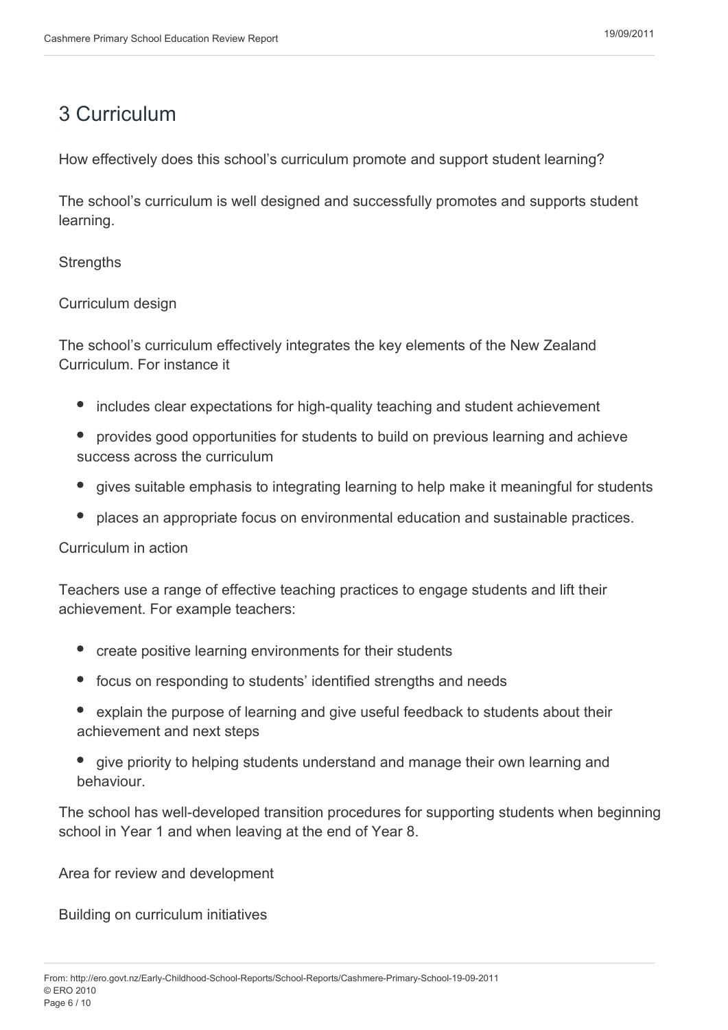# 3 Curriculum

How effectively does this school's curriculum promote and support student learning?

The school's curriculum is well designed and successfully promotes and supports student learning.

Strengths

Curriculum design

The school's curriculum effectively integrates the key elements of the New Zealand Curriculum. For instance it

- includes clear expectations for high-quality teaching and student achievement
- provides good opportunities for students to build on previous learning and achieve success across the curriculum
- gives suitable emphasis to integrating learning to help make it meaningful for students
- places an appropriate focus on environmental education and sustainable practices.

Curriculum in action

Teachers use a range of effective teaching practices to engage students and lift their achievement. For example teachers:

- create positive learning environments for their students
- focus on responding to students' identified strengths and needs
- explain the purpose of learning and give useful feedback to students about their achievement and next steps
- give priority to helping students understand and manage their own learning and behaviour.

The school has well-developed transition procedures for supporting students when beginning school in Year 1 and when leaving at the end of Year 8.

Area for review and development

Building on curriculum initiatives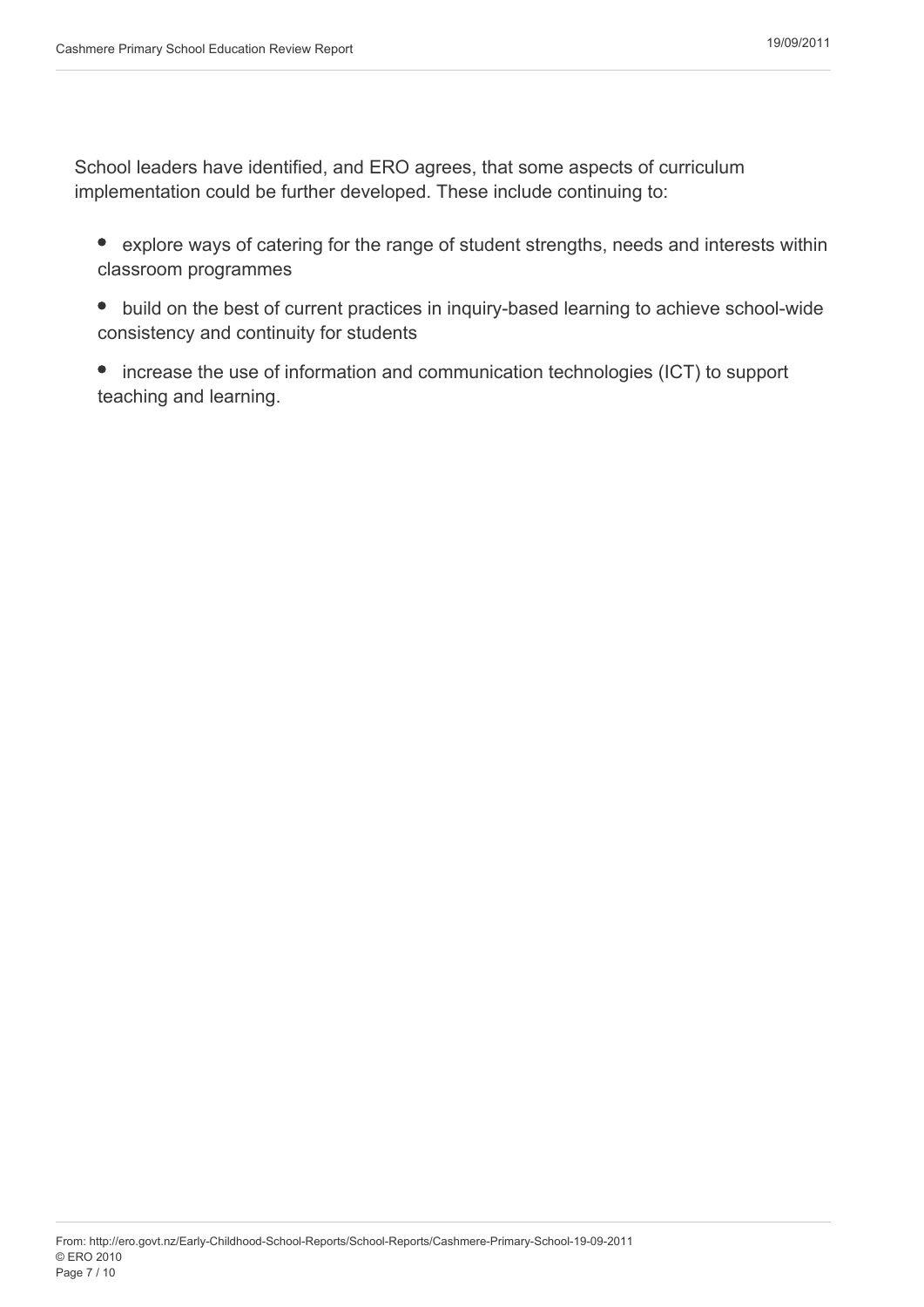School leaders have identified, and ERO agrees, that some aspects of curriculum implementation could be further developed. These include continuing to:

- explore ways of catering for the range of student strengths, needs and interests within classroom programmes
- build on the best of current practices in inquiry-based learning to achieve school-wide consistency and continuity for students
- increase the use of information and communication technologies (ICT) to support teaching and learning.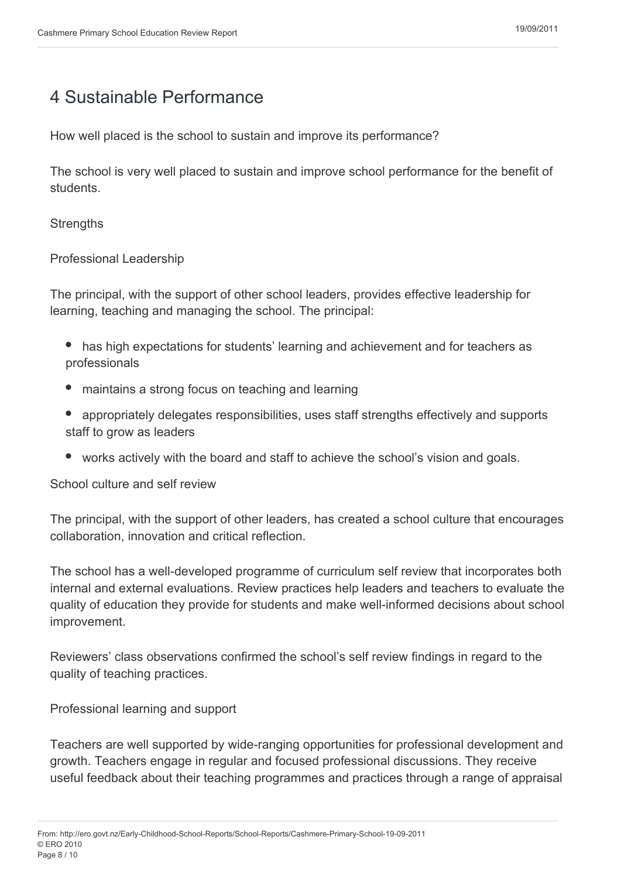# 4 Sustainable Performance

How well placed is the school to sustain and improve its performance?

The school is very well placed to sustain and improve school performance for the benefit of students.

Strengths

Professional Leadership

The principal, with the support of other school leaders, provides effective leadership for learning, teaching and managing the school. The principal:

- has high expectations for students' learning and achievement and for teachers as professionals
- maintains a strong focus on teaching and learning
- appropriately delegates responsibilities, uses staff strengths effectively and supports staff to grow as leaders
- works actively with the board and staff to achieve the school's vision and goals.

School culture and self review

The principal, with the support of other leaders, has created a school culture that encourages collaboration, innovation and critical reflection.

The school has a well-developed programme of curriculum self review that incorporates both internal and external evaluations. Review practices help leaders and teachers to evaluate the quality of education they provide for students and make well-informed decisions about school improvement.

Reviewers' class observations confirmed the school's self review findings in regard to the quality of teaching practices.

Professional learning and support

Teachers are well supported by wide-ranging opportunities for professional development and growth. Teachers engage in regular and focused professional discussions. They receive useful feedback about their teaching programmes and practices through a range of appraisal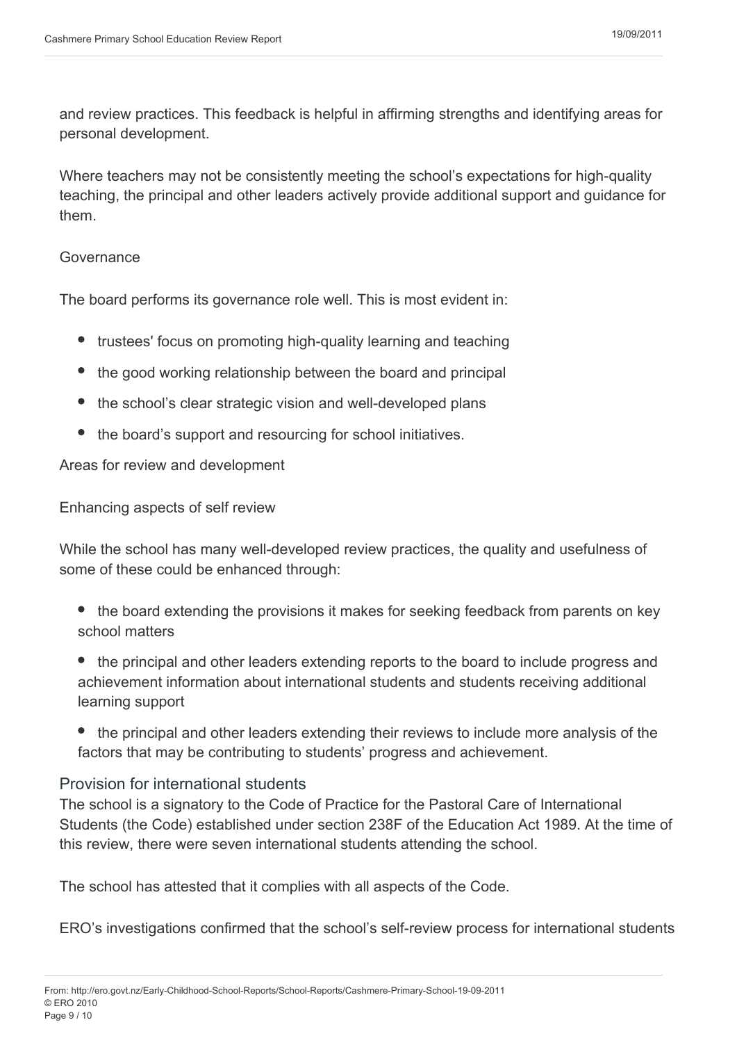and review practices. This feedback is helpful in affirming strengths and identifying areas for personal development.

Where teachers may not be consistently meeting the school's expectations for high-quality teaching, the principal and other leaders actively provide additional support and guidance for them.

### Governance

The board performs its governance role well. This is most evident in:

- trustees' focus on promoting high-quality learning and teaching
- the good working relationship between the board and principal
- the school's clear strategic vision and well-developed plans
- the board's support and resourcing for school initiatives.

### Areas for review and development

#### Enhancing aspects of self review

While the school has many well-developed review practices, the quality and usefulness of some of these could be enhanced through:

- the board extending the provisions it makes for seeking feedback from parents on key school matters
- the principal and other leaders extending reports to the board to include progress and achievement information about international students and students receiving additional learning support
- the principal and other leaders extending their reviews to include more analysis of the factors that may be contributing to students' progress and achievement.

## Provision for international students

The school is a signatory to the Code of Practice for the Pastoral Care of International Students (the Code) established under section 238F of the Education Act 1989. At the time of this review, there were seven international students attending the school.

The school has attested that it complies with all aspects of the Code.

ERO's investigations confirmed that the school's self-review process for international students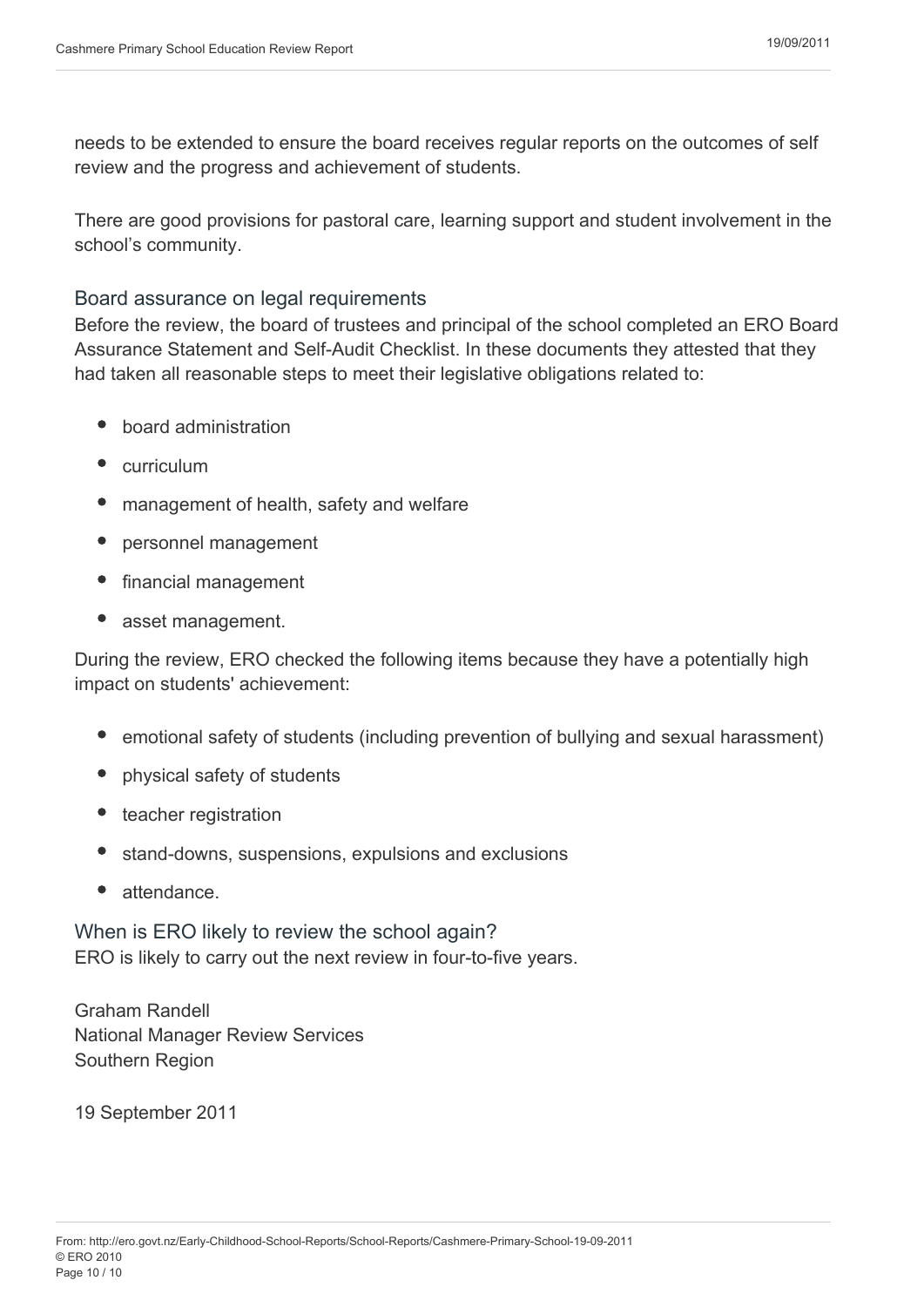needs to be extended to ensure the board receives regular reports on the outcomes of self review and the progress and achievement of students.

There are good provisions for pastoral care, learning support and student involvement in the school's community.

### Board assurance on legal requirements

Before the review, the board of trustees and principal of the school completed an ERO Board Assurance Statement and Self-Audit Checklist. In these documents they attested that they had taken all reasonable steps to meet their legislative obligations related to:

- board administration
- curriculum
- management of health, safety and welfare
- personnel management
- financial management
- asset management.

During the review, ERO checked the following items because they have a potentially high impact on students' achievement:

- emotional safety of students (including prevention of bullying and sexual harassment)
- physical safety of students
- teacher registration
- stand-downs, suspensions, expulsions and exclusions
- attendance.

### When is ERO likely to review the school again?

ERO is likely to carry out the next review in four-to-five years.

Graham Randell
National Manager Review Services
Southern Region

19 September 2011